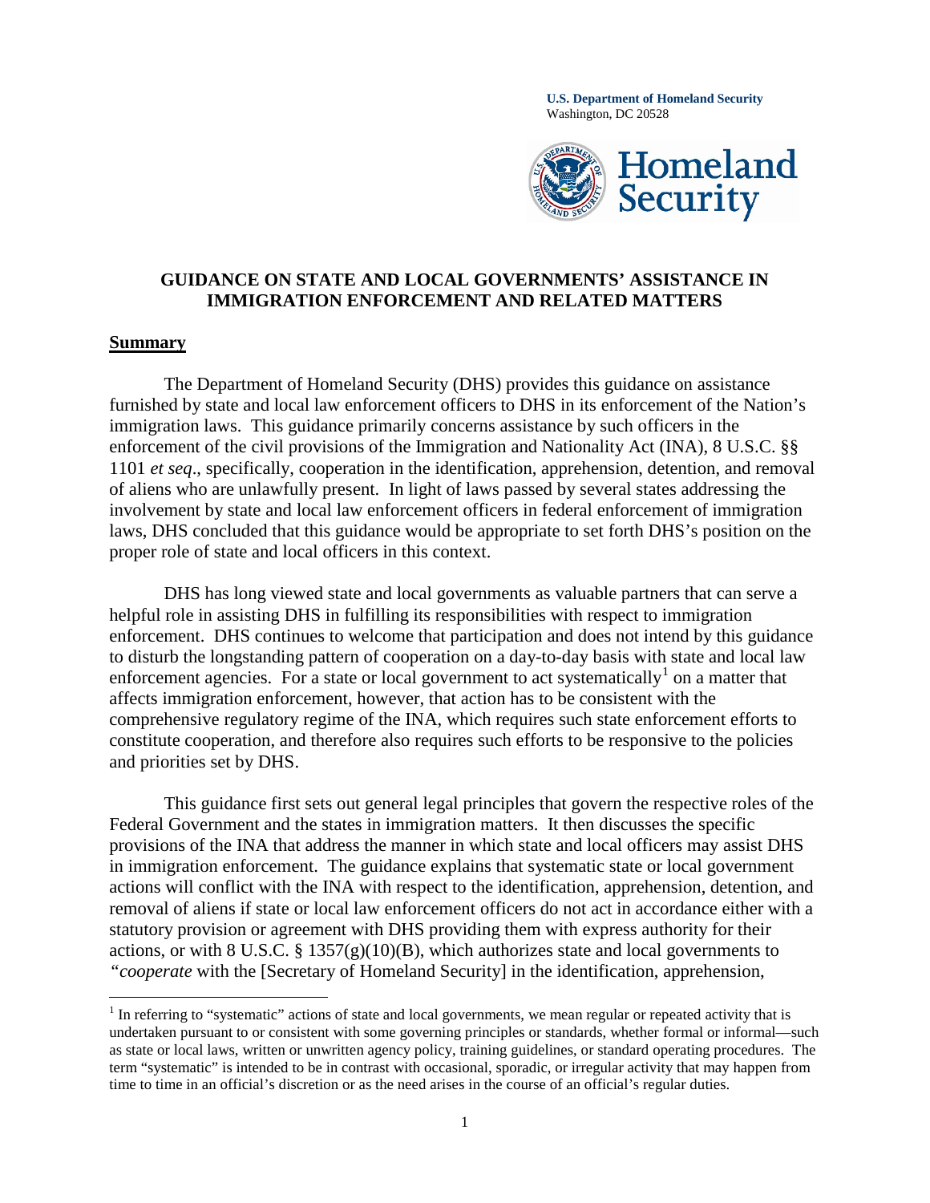**U.S. Department of Homeland Security**
Washington, DC 20528

Homeland Security

# GUIDANCE ON STATE AND LOCAL GOVERNMENTS' ASSISTANCE IN IMMIGRATION ENFORCEMENT AND RELATED MATTERS

## Summary

The Department of Homeland Security (DHS) provides this guidance on assistance furnished by state and local law enforcement officers to DHS in its enforcement of the Nation's immigration laws. This guidance primarily concerns assistance by such officers in the enforcement of the civil provisions of the Immigration and Nationality Act (INA), 8 U.S.C. §§ 1101 *et seq*., specifically, cooperation in the identification, apprehension, detention, and removal of aliens who are unlawfully present. In light of laws passed by several states addressing the involvement by state and local law enforcement officers in federal enforcement of immigration laws, DHS concluded that this guidance would be appropriate to set forth DHS's position on the proper role of state and local officers in this context.

DHS has long viewed state and local governments as valuable partners that can serve a helpful role in assisting DHS in fulfilling its responsibilities with respect to immigration enforcement. DHS continues to welcome that participation and does not intend by this guidance to disturb the longstanding pattern of cooperation on a day-to-day basis with state and local law enforcement agencies. For a state or local government to act systematically[1] on a matter that affects immigration enforcement, however, that action has to be consistent with the comprehensive regulatory regime of the INA, which requires such state enforcement efforts to constitute cooperation, and therefore also requires such efforts to be responsive to the policies and priorities set by DHS.

This guidance first sets out general legal principles that govern the respective roles of the Federal Government and the states in immigration matters. It then discusses the specific provisions of the INA that address the manner in which state and local officers may assist DHS in immigration enforcement. The guidance explains that systematic state or local government actions will conflict with the INA with respect to the identification, apprehension, detention, and removal of aliens if state or local law enforcement officers do not act in accordance either with a statutory provision or agreement with DHS providing them with express authority for their actions, or with 8 U.S.C. § 1357(g)(10)(B), which authorizes state and local governments to *"cooperate* with the [Secretary of Homeland Security] in the identification, apprehension,

[1] In referring to "systematic" actions of state and local governments, we mean regular or repeated activity that is undertaken pursuant to or consistent with some governing principles or standards, whether formal or informal—such as state or local laws, written or unwritten agency policy, training guidelines, or standard operating procedures. The term "systematic" is intended to be in contrast with occasional, sporadic, or irregular activity that may happen from time to time in an official's discretion or as the need arises in the course of an official's regular duties.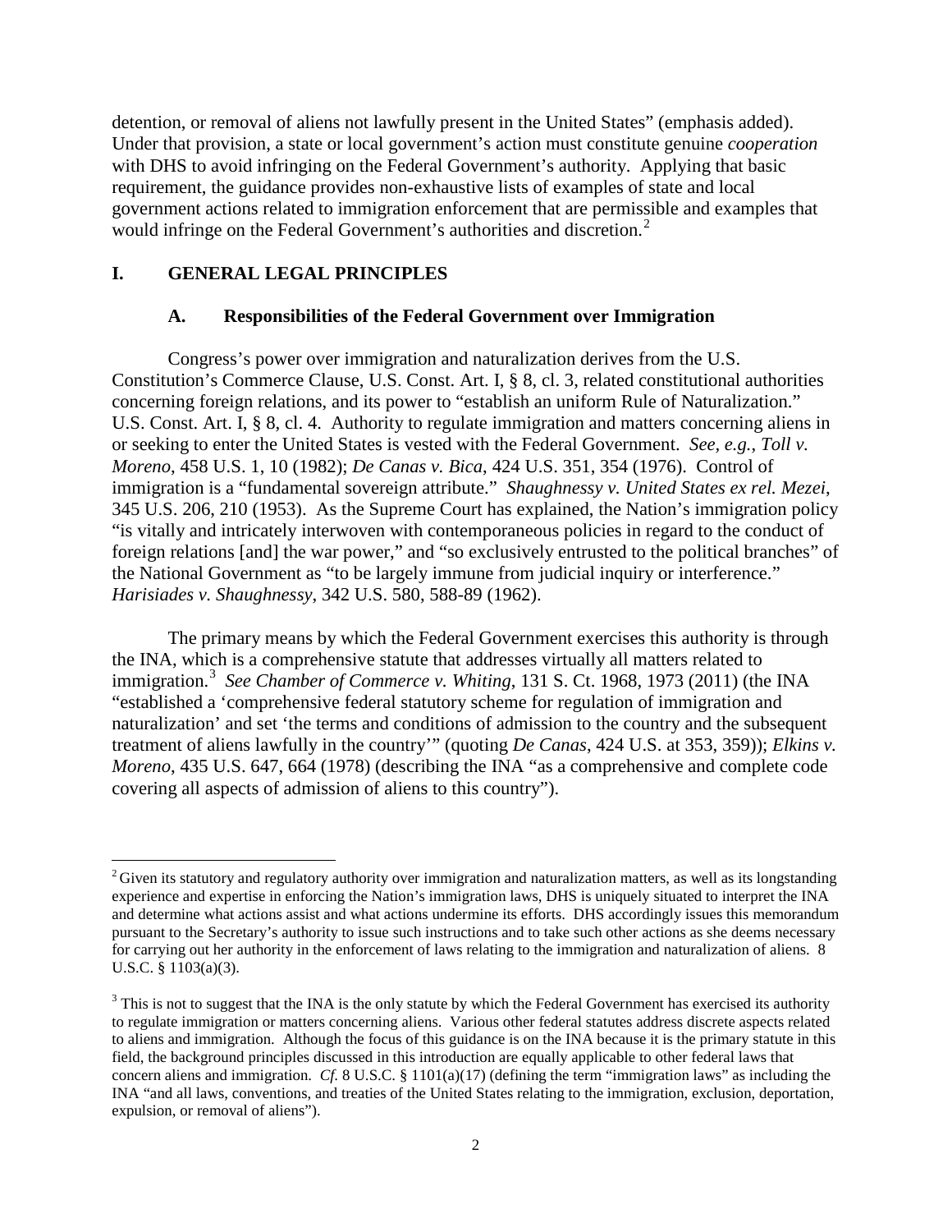detention, or removal of aliens not lawfully present in the United States" (emphasis added). Under that provision, a state or local government's action must constitute genuine *cooperation* with DHS to avoid infringing on the Federal Government's authority. Applying that basic requirement, the guidance provides non-exhaustive lists of examples of state and local government actions related to immigration enforcement that are permissible and examples that would infringe on the Federal Government's authorities and discretion.[2]

## I. GENERAL LEGAL PRINCIPLES

### A. Responsibilities of the Federal Government over Immigration

Congress's power over immigration and naturalization derives from the U.S. Constitution's Commerce Clause, U.S. Const. Art. I, § 8, cl. 3, related constitutional authorities concerning foreign relations, and its power to "establish an uniform Rule of Naturalization." U.S. Const. Art. I, § 8, cl. 4. Authority to regulate immigration and matters concerning aliens in or seeking to enter the United States is vested with the Federal Government. *See, e.g.*, *Toll v. Moreno*, 458 U.S. 1, 10 (1982); *De Canas v. Bica*, 424 U.S. 351, 354 (1976). Control of immigration is a "fundamental sovereign attribute." *Shaughnessy v. United States ex rel. Mezei*, 345 U.S. 206, 210 (1953). As the Supreme Court has explained, the Nation's immigration policy "is vitally and intricately interwoven with contemporaneous policies in regard to the conduct of foreign relations [and] the war power," and "so exclusively entrusted to the political branches" of the National Government as "to be largely immune from judicial inquiry or interference." *Harisiades v. Shaughnessy*, 342 U.S. 580, 588-89 (1962).

The primary means by which the Federal Government exercises this authority is through the INA, which is a comprehensive statute that addresses virtually all matters related to immigration.[3] *See Chamber of Commerce v. Whiting*, 131 S. Ct. 1968, 1973 (2011) (the INA "established a 'comprehensive federal statutory scheme for regulation of immigration and naturalization' and set 'the terms and conditions of admission to the country and the subsequent treatment of aliens lawfully in the country'" (quoting *De Canas*, 424 U.S. at 353, 359)); *Elkins v. Moreno*, 435 U.S. 647, 664 (1978) (describing the INA "as a comprehensive and complete code covering all aspects of admission of aliens to this country").

---

[2] Given its statutory and regulatory authority over immigration and naturalization matters, as well as its longstanding experience and expertise in enforcing the Nation's immigration laws, DHS is uniquely situated to interpret the INA and determine what actions assist and what actions undermine its efforts. DHS accordingly issues this memorandum pursuant to the Secretary's authority to issue such instructions and to take such other actions as she deems necessary for carrying out her authority in the enforcement of laws relating to the immigration and naturalization of aliens. 8 U.S.C. § 1103(a)(3).

[3] This is not to suggest that the INA is the only statute by which the Federal Government has exercised its authority to regulate immigration or matters concerning aliens. Various other federal statutes address discrete aspects related to aliens and immigration. Although the focus of this guidance is on the INA because it is the primary statute in this field, the background principles discussed in this introduction are equally applicable to other federal laws that concern aliens and immigration. *Cf.* 8 U.S.C. § 1101(a)(17) (defining the term "immigration laws" as including the INA "and all laws, conventions, and treaties of the United States relating to the immigration, exclusion, deportation, expulsion, or removal of aliens").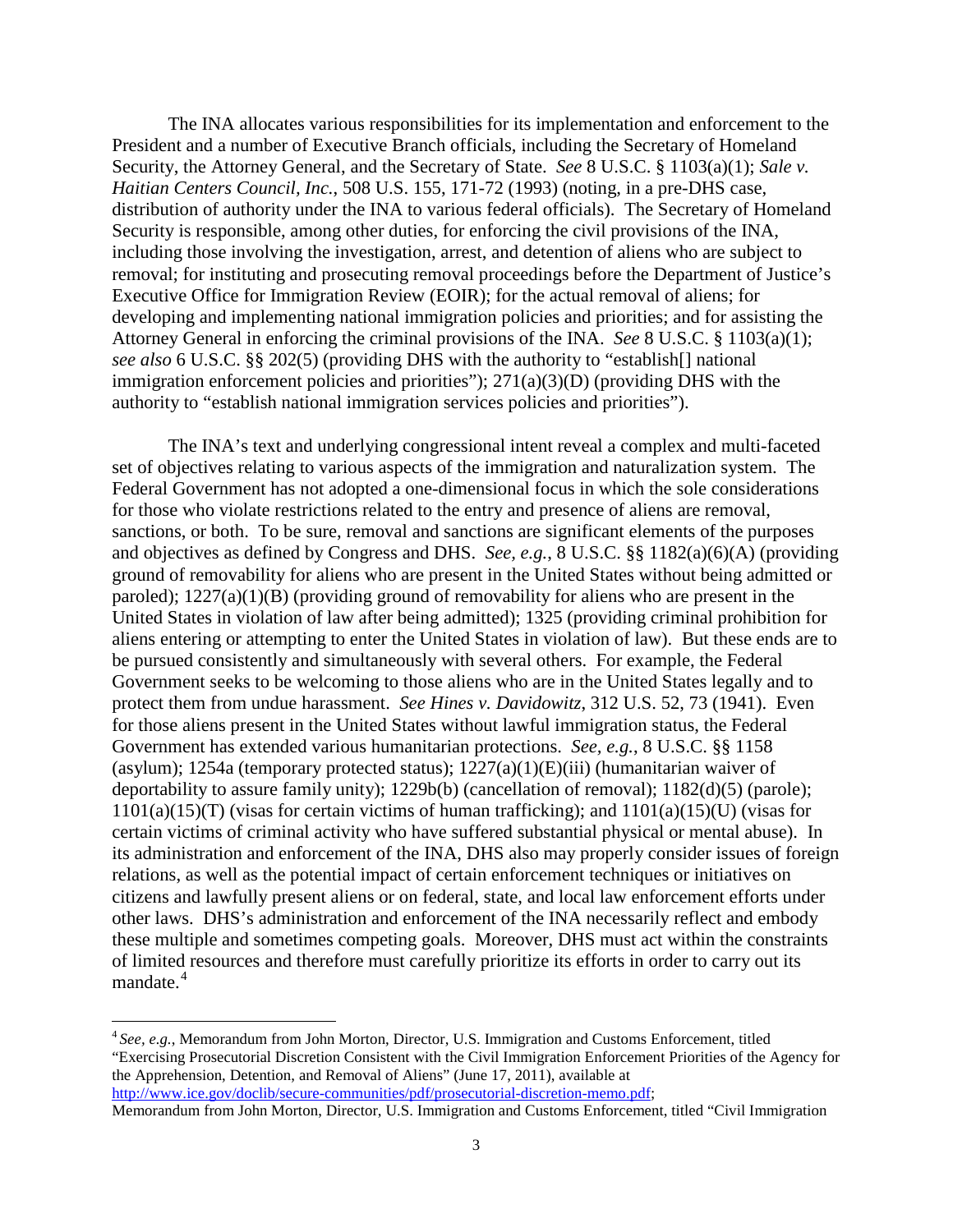The INA allocates various responsibilities for its implementation and enforcement to the President and a number of Executive Branch officials, including the Secretary of Homeland Security, the Attorney General, and the Secretary of State. *See* 8 U.S.C. § 1103(a)(1); *Sale v. Haitian Centers Council, Inc.*, 508 U.S. 155, 171-72 (1993) (noting, in a pre-DHS case, distribution of authority under the INA to various federal officials). The Secretary of Homeland Security is responsible, among other duties, for enforcing the civil provisions of the INA, including those involving the investigation, arrest, and detention of aliens who are subject to removal; for instituting and prosecuting removal proceedings before the Department of Justice's Executive Office for Immigration Review (EOIR); for the actual removal of aliens; for developing and implementing national immigration policies and priorities; and for assisting the Attorney General in enforcing the criminal provisions of the INA. *See* 8 U.S.C. § 1103(a)(1); *see also* 6 U.S.C. §§ 202(5) (providing DHS with the authority to "establish[] national immigration enforcement policies and priorities"); 271(a)(3)(D) (providing DHS with the authority to "establish national immigration services policies and priorities").

The INA's text and underlying congressional intent reveal a complex and multi-faceted set of objectives relating to various aspects of the immigration and naturalization system. The Federal Government has not adopted a one-dimensional focus in which the sole considerations for those who violate restrictions related to the entry and presence of aliens are removal, sanctions, or both. To be sure, removal and sanctions are significant elements of the purposes and objectives as defined by Congress and DHS. *See, e.g.*, 8 U.S.C. §§ 1182(a)(6)(A) (providing ground of removability for aliens who are present in the United States without being admitted or paroled); 1227(a)(1)(B) (providing ground of removability for aliens who are present in the United States in violation of law after being admitted); 1325 (providing criminal prohibition for aliens entering or attempting to enter the United States in violation of law). But these ends are to be pursued consistently and simultaneously with several others. For example, the Federal Government seeks to be welcoming to those aliens who are in the United States legally and to protect them from undue harassment. *See Hines v. Davidowitz*, 312 U.S. 52, 73 (1941). Even for those aliens present in the United States without lawful immigration status, the Federal Government has extended various humanitarian protections. *See, e.g.*, 8 U.S.C. §§ 1158 (asylum); 1254a (temporary protected status); 1227(a)(1)(E)(iii) (humanitarian waiver of deportability to assure family unity); 1229b(b) (cancellation of removal); 1182(d)(5) (parole); 1101(a)(15)(T) (visas for certain victims of human trafficking); and 1101(a)(15)(U) (visas for certain victims of criminal activity who have suffered substantial physical or mental abuse). In its administration and enforcement of the INA, DHS also may properly consider issues of foreign relations, as well as the potential impact of certain enforcement techniques or initiatives on citizens and lawfully present aliens or on federal, state, and local law enforcement efforts under other laws. DHS's administration and enforcement of the INA necessarily reflect and embody these multiple and sometimes competing goals. Moreover, DHS must act within the constraints of limited resources and therefore must carefully prioritize its efforts in order to carry out its mandate.[4]

[4] *See, e.g.*, Memorandum from John Morton, Director, U.S. Immigration and Customs Enforcement, titled "Exercising Prosecutorial Discretion Consistent with the Civil Immigration Enforcement Priorities of the Agency for the Apprehension, Detention, and Removal of Aliens" (June 17, 2011), available at http://www.ice.gov/doclib/secure-communities/pdf/prosecutorial-discretion-memo.pdf; Memorandum from John Morton, Director, U.S. Immigration and Customs Enforcement, titled "Civil Immigration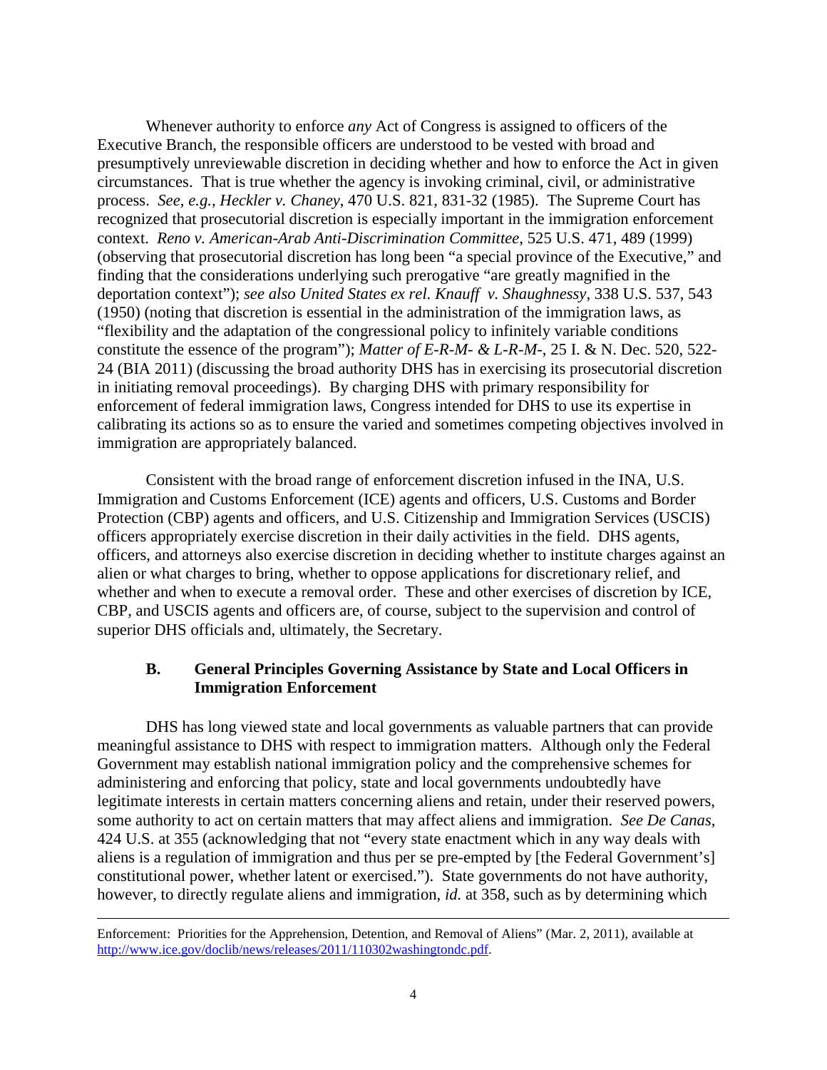Whenever authority to enforce *any* Act of Congress is assigned to officers of the Executive Branch, the responsible officers are understood to be vested with broad and presumptively unreviewable discretion in deciding whether and how to enforce the Act in given circumstances. That is true whether the agency is invoking criminal, civil, or administrative process. *See, e.g.*, *Heckler v. Chaney*, 470 U.S. 821, 831-32 (1985). The Supreme Court has recognized that prosecutorial discretion is especially important in the immigration enforcement context. *Reno v. American-Arab Anti-Discrimination Committee*, 525 U.S. 471, 489 (1999) (observing that prosecutorial discretion has long been "a special province of the Executive," and finding that the considerations underlying such prerogative "are greatly magnified in the deportation context"); *see also United States ex rel. Knauff v. Shaughnessy*, 338 U.S. 537, 543 (1950) (noting that discretion is essential in the administration of the immigration laws, as "flexibility and the adaptation of the congressional policy to infinitely variable conditions constitute the essence of the program"); *Matter of E-R-M- & L-R-M-*, 25 I. & N. Dec. 520, 522-24 (BIA 2011) (discussing the broad authority DHS has in exercising its prosecutorial discretion in initiating removal proceedings). By charging DHS with primary responsibility for enforcement of federal immigration laws, Congress intended for DHS to use its expertise in calibrating its actions so as to ensure the varied and sometimes competing objectives involved in immigration are appropriately balanced.

Consistent with the broad range of enforcement discretion infused in the INA, U.S. Immigration and Customs Enforcement (ICE) agents and officers, U.S. Customs and Border Protection (CBP) agents and officers, and U.S. Citizenship and Immigration Services (USCIS) officers appropriately exercise discretion in their daily activities in the field. DHS agents, officers, and attorneys also exercise discretion in deciding whether to institute charges against an alien or what charges to bring, whether to oppose applications for discretionary relief, and whether and when to execute a removal order. These and other exercises of discretion by ICE, CBP, and USCIS agents and officers are, of course, subject to the supervision and control of superior DHS officials and, ultimately, the Secretary.

### B. General Principles Governing Assistance by State and Local Officers in Immigration Enforcement

DHS has long viewed state and local governments as valuable partners that can provide meaningful assistance to DHS with respect to immigration matters. Although only the Federal Government may establish national immigration policy and the comprehensive schemes for administering and enforcing that policy, state and local governments undoubtedly have legitimate interests in certain matters concerning aliens and retain, under their reserved powers, some authority to act on certain matters that may affect aliens and immigration. *See De Canas*, 424 U.S. at 355 (acknowledging that not "every state enactment which in any way deals with aliens is a regulation of immigration and thus per se pre-empted by [the Federal Government's] constitutional power, whether latent or exercised."). State governments do not have authority, however, to directly regulate aliens and immigration, *id.* at 358, such as by determining which

Enforcement: Priorities for the Apprehension, Detention, and Removal of Aliens" (Mar. 2, 2011), available at http://www.ice.gov/doclib/news/releases/2011/110302washingtondc.pdf.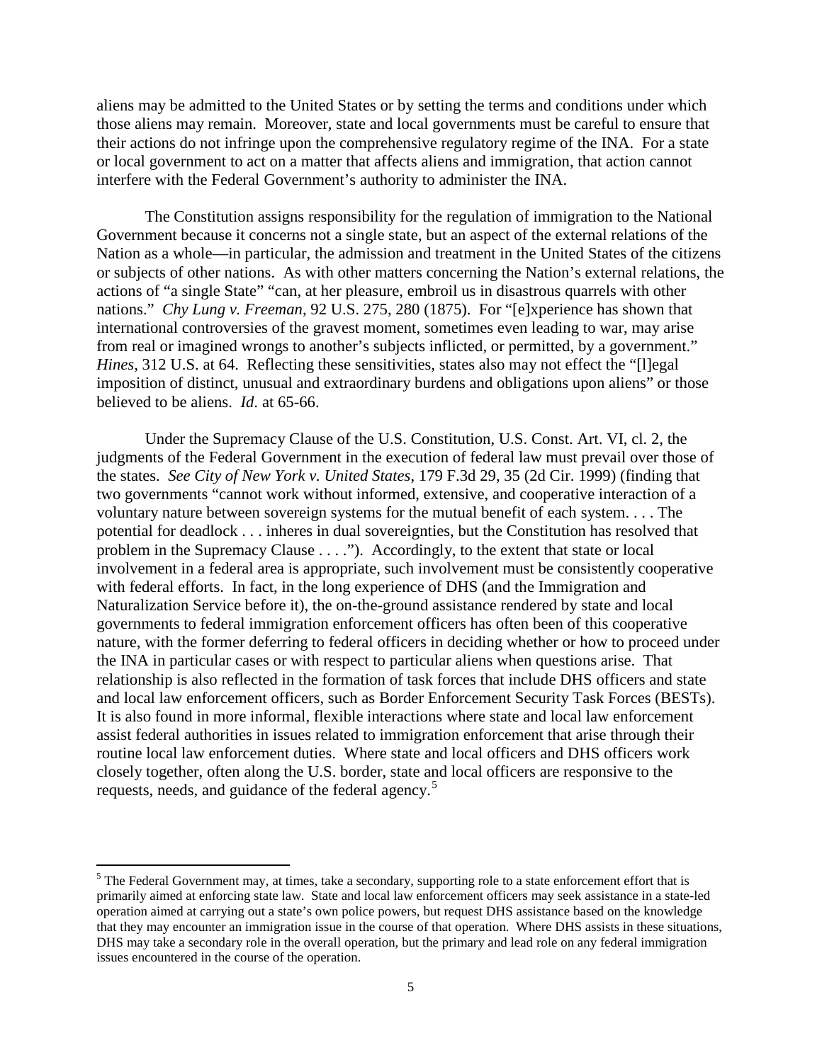aliens may be admitted to the United States or by setting the terms and conditions under which those aliens may remain. Moreover, state and local governments must be careful to ensure that their actions do not infringe upon the comprehensive regulatory regime of the INA. For a state or local government to act on a matter that affects aliens and immigration, that action cannot interfere with the Federal Government's authority to administer the INA.

The Constitution assigns responsibility for the regulation of immigration to the National Government because it concerns not a single state, but an aspect of the external relations of the Nation as a whole—in particular, the admission and treatment in the United States of the citizens or subjects of other nations. As with other matters concerning the Nation's external relations, the actions of "a single State" "can, at her pleasure, embroil us in disastrous quarrels with other nations." *Chy Lung v. Freeman*, 92 U.S. 275, 280 (1875). For "[e]xperience has shown that international controversies of the gravest moment, sometimes even leading to war, may arise from real or imagined wrongs to another's subjects inflicted, or permitted, by a government." *Hines*, 312 U.S. at 64. Reflecting these sensitivities, states also may not effect the "[l]egal imposition of distinct, unusual and extraordinary burdens and obligations upon aliens" or those believed to be aliens. *Id.* at 65-66.

Under the Supremacy Clause of the U.S. Constitution, U.S. Const. Art. VI, cl. 2, the judgments of the Federal Government in the execution of federal law must prevail over those of the states. *See City of New York v. United States*, 179 F.3d 29, 35 (2d Cir. 1999) (finding that two governments "cannot work without informed, extensive, and cooperative interaction of a voluntary nature between sovereign systems for the mutual benefit of each system. . . . The potential for deadlock . . . inheres in dual sovereignties, but the Constitution has resolved that problem in the Supremacy Clause . . . ."). Accordingly, to the extent that state or local involvement in a federal area is appropriate, such involvement must be consistently cooperative with federal efforts. In fact, in the long experience of DHS (and the Immigration and Naturalization Service before it), the on-the-ground assistance rendered by state and local governments to federal immigration enforcement officers has often been of this cooperative nature, with the former deferring to federal officers in deciding whether or how to proceed under the INA in particular cases or with respect to particular aliens when questions arise. That relationship is also reflected in the formation of task forces that include DHS officers and state and local law enforcement officers, such as Border Enforcement Security Task Forces (BESTs). It is also found in more informal, flexible interactions where state and local law enforcement assist federal authorities in issues related to immigration enforcement that arise through their routine local law enforcement duties. Where state and local officers and DHS officers work closely together, often along the U.S. border, state and local officers are responsive to the requests, needs, and guidance of the federal agency.[5]

[5] The Federal Government may, at times, take a secondary, supporting role to a state enforcement effort that is primarily aimed at enforcing state law. State and local law enforcement officers may seek assistance in a state-led operation aimed at carrying out a state's own police powers, but request DHS assistance based on the knowledge that they may encounter an immigration issue in the course of that operation. Where DHS assists in these situations, DHS may take a secondary role in the overall operation, but the primary and lead role on any federal immigration issues encountered in the course of the operation.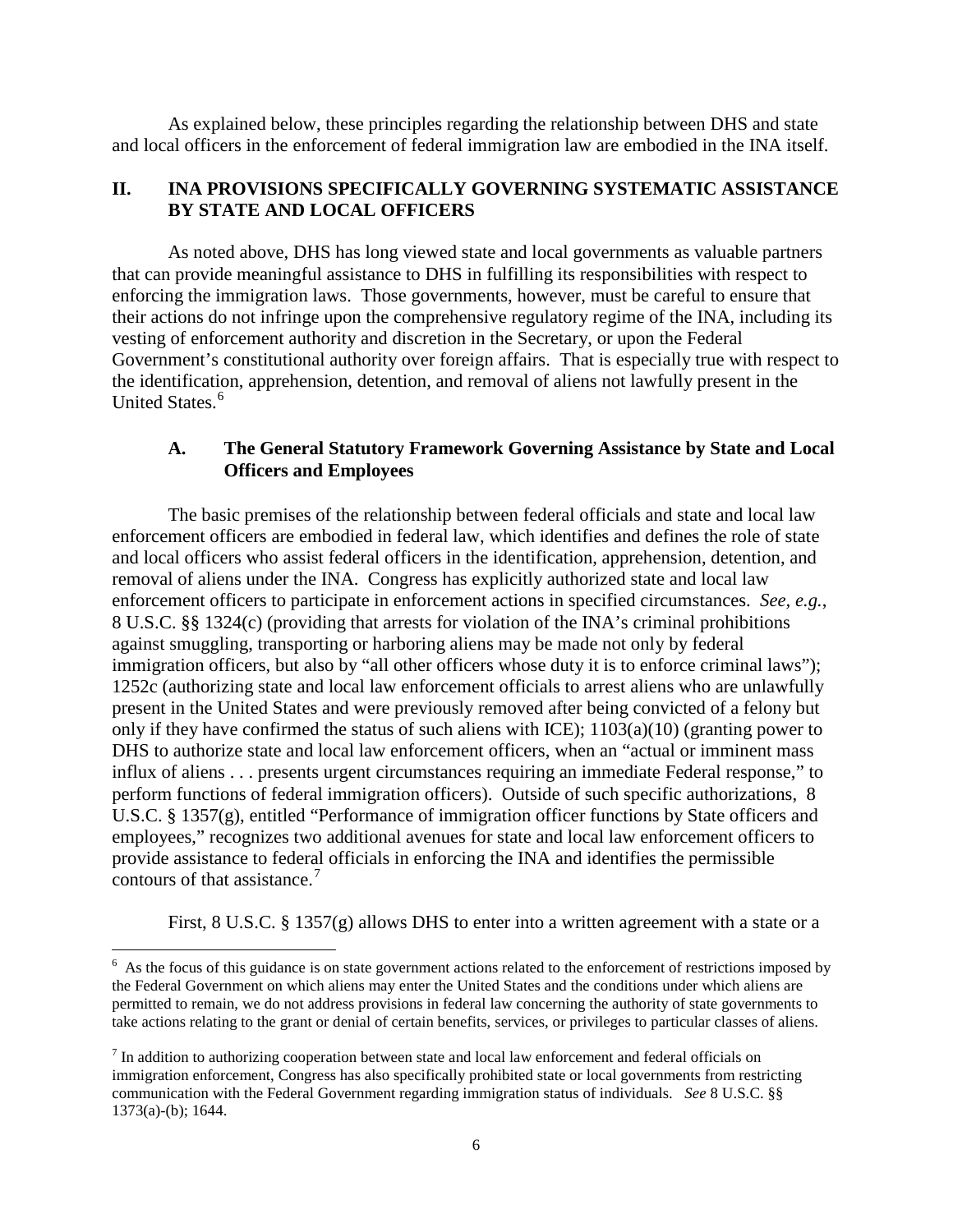As explained below, these principles regarding the relationship between DHS and state and local officers in the enforcement of federal immigration law are embodied in the INA itself.

## II. INA PROVISIONS SPECIFICALLY GOVERNING SYSTEMATIC ASSISTANCE BY STATE AND LOCAL OFFICERS

As noted above, DHS has long viewed state and local governments as valuable partners that can provide meaningful assistance to DHS in fulfilling its responsibilities with respect to enforcing the immigration laws. Those governments, however, must be careful to ensure that their actions do not infringe upon the comprehensive regulatory regime of the INA, including its vesting of enforcement authority and discretion in the Secretary, or upon the Federal Government's constitutional authority over foreign affairs. That is especially true with respect to the identification, apprehension, detention, and removal of aliens not lawfully present in the United States.[6]

### A. The General Statutory Framework Governing Assistance by State and Local Officers and Employees

The basic premises of the relationship between federal officials and state and local law enforcement officers are embodied in federal law, which identifies and defines the role of state and local officers who assist federal officers in the identification, apprehension, detention, and removal of aliens under the INA. Congress has explicitly authorized state and local law enforcement officers to participate in enforcement actions in specified circumstances. *See, e.g.*, 8 U.S.C. §§ 1324(c) (providing that arrests for violation of the INA's criminal prohibitions against smuggling, transporting or harboring aliens may be made not only by federal immigration officers, but also by "all other officers whose duty it is to enforce criminal laws"); 1252c (authorizing state and local law enforcement officials to arrest aliens who are unlawfully present in the United States and were previously removed after being convicted of a felony but only if they have confirmed the status of such aliens with ICE); 1103(a)(10) (granting power to DHS to authorize state and local law enforcement officers, when an "actual or imminent mass influx of aliens . . . presents urgent circumstances requiring an immediate Federal response," to perform functions of federal immigration officers). Outside of such specific authorizations, 8 U.S.C. § 1357(g), entitled "Performance of immigration officer functions by State officers and employees," recognizes two additional avenues for state and local law enforcement officers to provide assistance to federal officials in enforcing the INA and identifies the permissible contours of that assistance.[7]

First, 8 U.S.C. § 1357(g) allows DHS to enter into a written agreement with a state or a

---

[6] As the focus of this guidance is on state government actions related to the enforcement of restrictions imposed by the Federal Government on which aliens may enter the United States and the conditions under which aliens are permitted to remain, we do not address provisions in federal law concerning the authority of state governments to take actions relating to the grant or denial of certain benefits, services, or privileges to particular classes of aliens.

[7] In addition to authorizing cooperation between state and local law enforcement and federal officials on immigration enforcement, Congress has also specifically prohibited state or local governments from restricting communication with the Federal Government regarding immigration status of individuals. *See* 8 U.S.C. §§ 1373(a)-(b); 1644.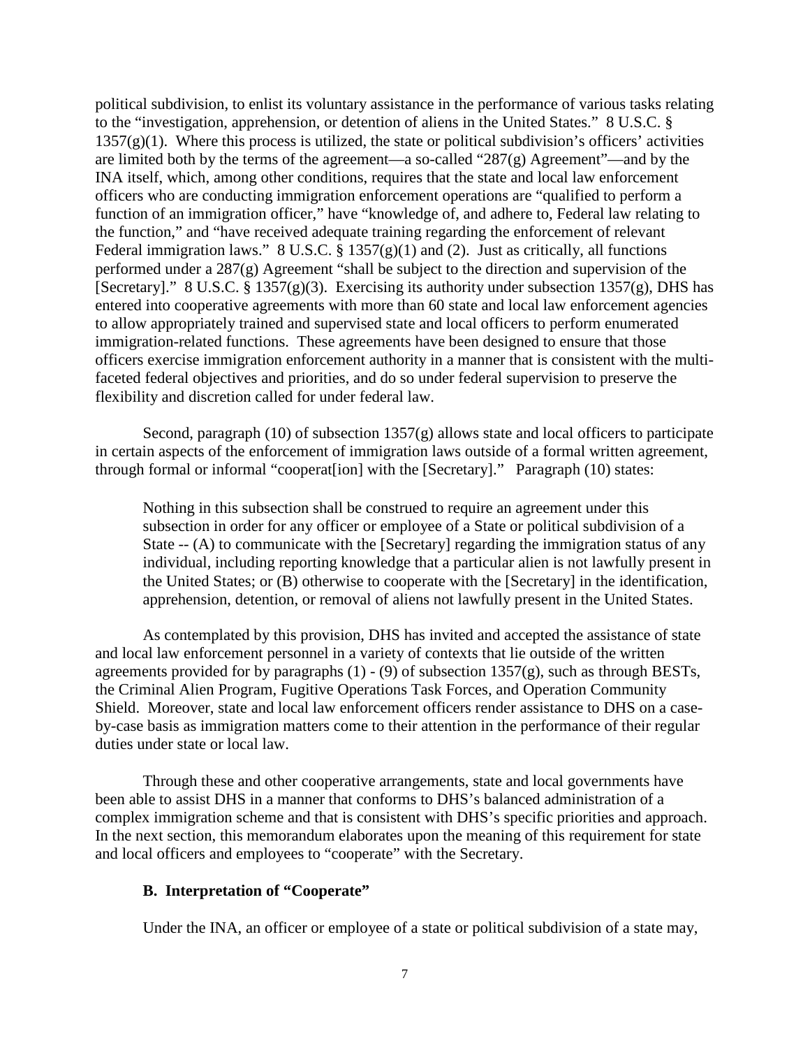political subdivision, to enlist its voluntary assistance in the performance of various tasks relating to the "investigation, apprehension, or detention of aliens in the United States." 8 U.S.C. § 1357(g)(1). Where this process is utilized, the state or political subdivision's officers' activities are limited both by the terms of the agreement—a so-called "287(g) Agreement"—and by the INA itself, which, among other conditions, requires that the state and local law enforcement officers who are conducting immigration enforcement operations are "qualified to perform a function of an immigration officer," have "knowledge of, and adhere to, Federal law relating to the function," and "have received adequate training regarding the enforcement of relevant Federal immigration laws." 8 U.S.C. § 1357(g)(1) and (2). Just as critically, all functions performed under a 287(g) Agreement "shall be subject to the direction and supervision of the [Secretary]." 8 U.S.C. § 1357(g)(3). Exercising its authority under subsection 1357(g), DHS has entered into cooperative agreements with more than 60 state and local law enforcement agencies to allow appropriately trained and supervised state and local officers to perform enumerated immigration-related functions. These agreements have been designed to ensure that those officers exercise immigration enforcement authority in a manner that is consistent with the multi-faceted federal objectives and priorities, and do so under federal supervision to preserve the flexibility and discretion called for under federal law.

Second, paragraph (10) of subsection 1357(g) allows state and local officers to participate in certain aspects of the enforcement of immigration laws outside of a formal written agreement, through formal or informal "cooperat[ion] with the [Secretary]." Paragraph (10) states:

> Nothing in this subsection shall be construed to require an agreement under this subsection in order for any officer or employee of a State or political subdivision of a State -- (A) to communicate with the [Secretary] regarding the immigration status of any individual, including reporting knowledge that a particular alien is not lawfully present in the United States; or (B) otherwise to cooperate with the [Secretary] in the identification, apprehension, detention, or removal of aliens not lawfully present in the United States.

As contemplated by this provision, DHS has invited and accepted the assistance of state and local law enforcement personnel in a variety of contexts that lie outside of the written agreements provided for by paragraphs (1) - (9) of subsection 1357(g), such as through BESTs, the Criminal Alien Program, Fugitive Operations Task Forces, and Operation Community Shield. Moreover, state and local law enforcement officers render assistance to DHS on a case-by-case basis as immigration matters come to their attention in the performance of their regular duties under state or local law.

Through these and other cooperative arrangements, state and local governments have been able to assist DHS in a manner that conforms to DHS's balanced administration of a complex immigration scheme and that is consistent with DHS's specific priorities and approach. In the next section, this memorandum elaborates upon the meaning of this requirement for state and local officers and employees to "cooperate" with the Secretary.

### B. Interpretation of "Cooperate"

Under the INA, an officer or employee of a state or political subdivision of a state may,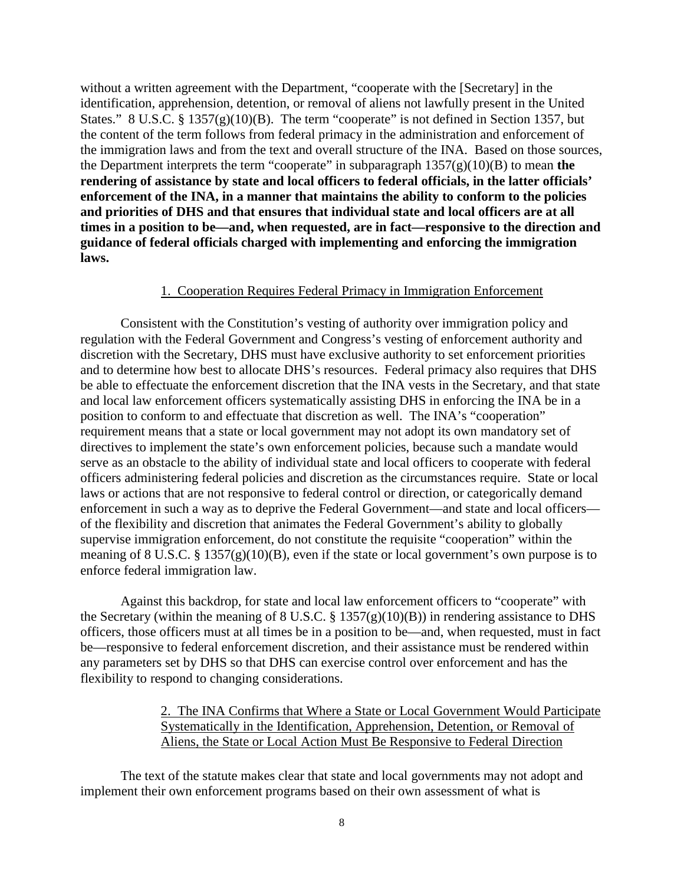without a written agreement with the Department, "cooperate with the [Secretary] in the identification, apprehension, detention, or removal of aliens not lawfully present in the United States." 8 U.S.C. § 1357(g)(10)(B). The term "cooperate" is not defined in Section 1357, but the content of the term follows from federal primacy in the administration and enforcement of the immigration laws and from the text and overall structure of the INA. Based on those sources, the Department interprets the term "cooperate" in subparagraph 1357(g)(10)(B) to mean **the rendering of assistance by state and local officers to federal officials, in the latter officials' enforcement of the INA, in a manner that maintains the ability to conform to the policies and priorities of DHS and that ensures that individual state and local officers are at all times in a position to be—and, when requested, are in fact—responsive to the direction and guidance of federal officials charged with implementing and enforcing the immigration laws.**

### 1. Cooperation Requires Federal Primacy in Immigration Enforcement

Consistent with the Constitution's vesting of authority over immigration policy and regulation with the Federal Government and Congress's vesting of enforcement authority and discretion with the Secretary, DHS must have exclusive authority to set enforcement priorities and to determine how best to allocate DHS's resources. Federal primacy also requires that DHS be able to effectuate the enforcement discretion that the INA vests in the Secretary, and that state and local law enforcement officers systematically assisting DHS in enforcing the INA be in a position to conform to and effectuate that discretion as well. The INA's "cooperation" requirement means that a state or local government may not adopt its own mandatory set of directives to implement the state's own enforcement policies, because such a mandate would serve as an obstacle to the ability of individual state and local officers to cooperate with federal officers administering federal policies and discretion as the circumstances require. State or local laws or actions that are not responsive to federal control or direction, or categorically demand enforcement in such a way as to deprive the Federal Government—and state and local officers—of the flexibility and discretion that animates the Federal Government's ability to globally supervise immigration enforcement, do not constitute the requisite "cooperation" within the meaning of 8 U.S.C. § 1357(g)(10)(B), even if the state or local government's own purpose is to enforce federal immigration law.

Against this backdrop, for state and local law enforcement officers to "cooperate" with the Secretary (within the meaning of 8 U.S.C. § 1357(g)(10)(B)) in rendering assistance to DHS officers, those officers must at all times be in a position to be—and, when requested, must in fact be—responsive to federal enforcement discretion, and their assistance must be rendered within any parameters set by DHS so that DHS can exercise control over enforcement and has the flexibility to respond to changing considerations.

### 2. The INA Confirms that Where a State or Local Government Would Participate Systematically in the Identification, Apprehension, Detention, or Removal of Aliens, the State or Local Action Must Be Responsive to Federal Direction

The text of the statute makes clear that state and local governments may not adopt and implement their own enforcement programs based on their own assessment of what is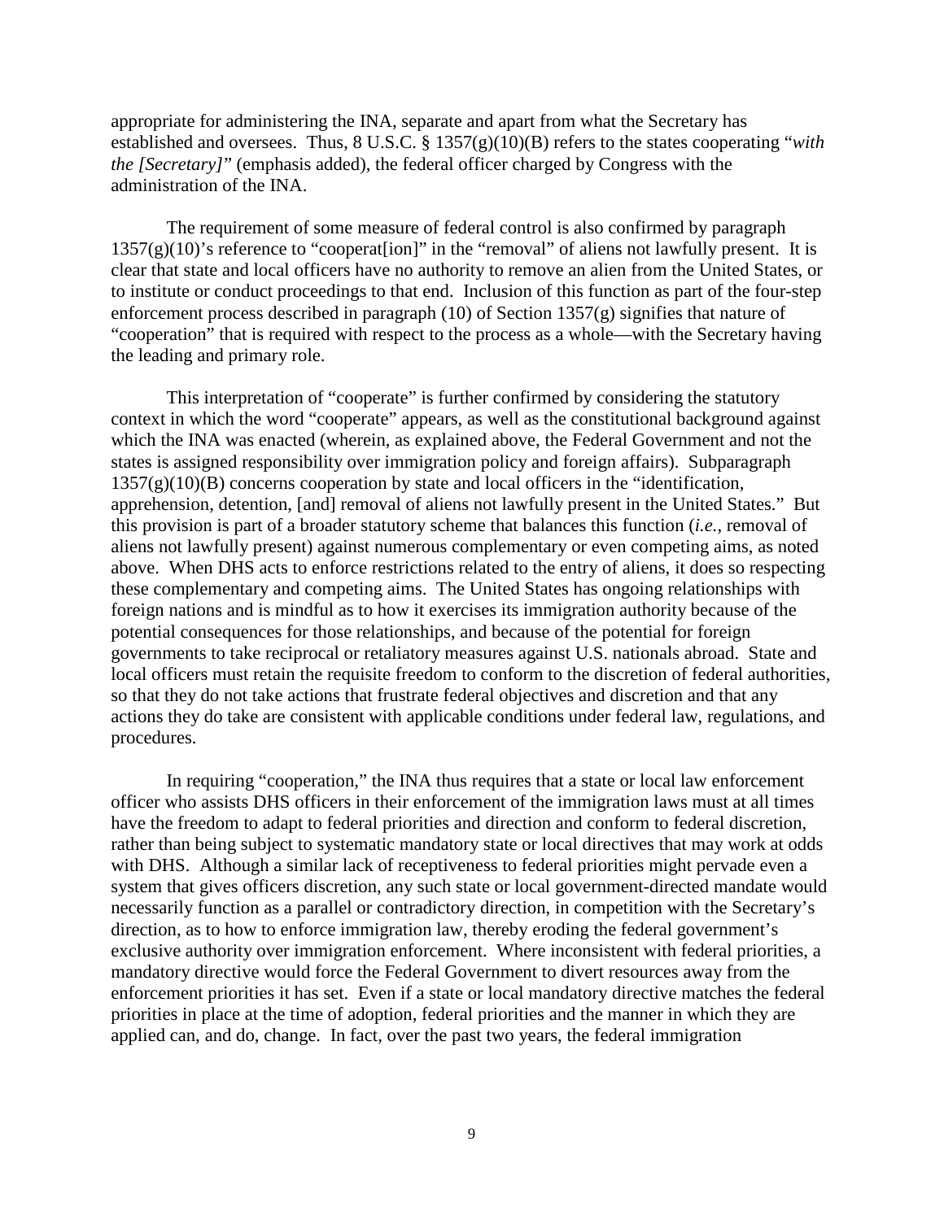appropriate for administering the INA, separate and apart from what the Secretary has established and oversees. Thus, 8 U.S.C. § 1357(g)(10)(B) refers to the states cooperating "*with the [Secretary]*" (emphasis added), the federal officer charged by Congress with the administration of the INA.

The requirement of some measure of federal control is also confirmed by paragraph 1357(g)(10)'s reference to "cooperat[ion]" in the "removal" of aliens not lawfully present. It is clear that state and local officers have no authority to remove an alien from the United States, or to institute or conduct proceedings to that end. Inclusion of this function as part of the four-step enforcement process described in paragraph (10) of Section 1357(g) signifies that nature of "cooperation" that is required with respect to the process as a whole—with the Secretary having the leading and primary role.

This interpretation of "cooperate" is further confirmed by considering the statutory context in which the word "cooperate" appears, as well as the constitutional background against which the INA was enacted (wherein, as explained above, the Federal Government and not the states is assigned responsibility over immigration policy and foreign affairs). Subparagraph 1357(g)(10)(B) concerns cooperation by state and local officers in the "identification, apprehension, detention, [and] removal of aliens not lawfully present in the United States." But this provision is part of a broader statutory scheme that balances this function (*i.e.*, removal of aliens not lawfully present) against numerous complementary or even competing aims, as noted above. When DHS acts to enforce restrictions related to the entry of aliens, it does so respecting these complementary and competing aims. The United States has ongoing relationships with foreign nations and is mindful as to how it exercises its immigration authority because of the potential consequences for those relationships, and because of the potential for foreign governments to take reciprocal or retaliatory measures against U.S. nationals abroad. State and local officers must retain the requisite freedom to conform to the discretion of federal authorities, so that they do not take actions that frustrate federal objectives and discretion and that any actions they do take are consistent with applicable conditions under federal law, regulations, and procedures.

In requiring "cooperation," the INA thus requires that a state or local law enforcement officer who assists DHS officers in their enforcement of the immigration laws must at all times have the freedom to adapt to federal priorities and direction and conform to federal discretion, rather than being subject to systematic mandatory state or local directives that may work at odds with DHS. Although a similar lack of receptiveness to federal priorities might pervade even a system that gives officers discretion, any such state or local government-directed mandate would necessarily function as a parallel or contradictory direction, in competition with the Secretary's direction, as to how to enforce immigration law, thereby eroding the federal government's exclusive authority over immigration enforcement. Where inconsistent with federal priorities, a mandatory directive would force the Federal Government to divert resources away from the enforcement priorities it has set. Even if a state or local mandatory directive matches the federal priorities in place at the time of adoption, federal priorities and the manner in which they are applied can, and do, change. In fact, over the past two years, the federal immigration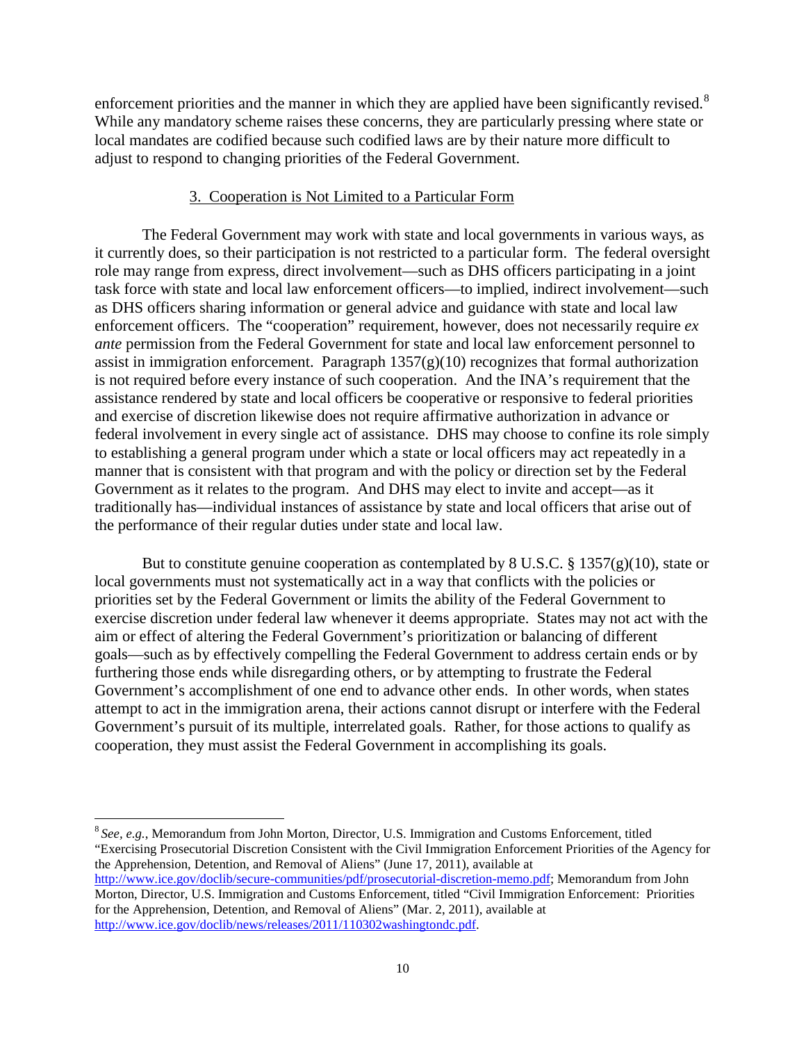enforcement priorities and the manner in which they are applied have been significantly revised.[8] While any mandatory scheme raises these concerns, they are particularly pressing where state or local mandates are codified because such codified laws are by their nature more difficult to adjust to respond to changing priorities of the Federal Government.

### 3. Cooperation is Not Limited to a Particular Form

The Federal Government may work with state and local governments in various ways, as it currently does, so their participation is not restricted to a particular form. The federal oversight role may range from express, direct involvement—such as DHS officers participating in a joint task force with state and local law enforcement officers—to implied, indirect involvement—such as DHS officers sharing information or general advice and guidance with state and local law enforcement officers. The "cooperation" requirement, however, does not necessarily require *ex ante* permission from the Federal Government for state and local law enforcement personnel to assist in immigration enforcement. Paragraph 1357(g)(10) recognizes that formal authorization is not required before every instance of such cooperation. And the INA's requirement that the assistance rendered by state and local officers be cooperative or responsive to federal priorities and exercise of discretion likewise does not require affirmative authorization in advance or federal involvement in every single act of assistance. DHS may choose to confine its role simply to establishing a general program under which a state or local officers may act repeatedly in a manner that is consistent with that program and with the policy or direction set by the Federal Government as it relates to the program. And DHS may elect to invite and accept—as it traditionally has—individual instances of assistance by state and local officers that arise out of the performance of their regular duties under state and local law.

But to constitute genuine cooperation as contemplated by 8 U.S.C. § 1357(g)(10), state or local governments must not systematically act in a way that conflicts with the policies or priorities set by the Federal Government or limits the ability of the Federal Government to exercise discretion under federal law whenever it deems appropriate. States may not act with the aim or effect of altering the Federal Government's prioritization or balancing of different goals—such as by effectively compelling the Federal Government to address certain ends or by furthering those ends while disregarding others, or by attempting to frustrate the Federal Government's accomplishment of one end to advance other ends. In other words, when states attempt to act in the immigration arena, their actions cannot disrupt or interfere with the Federal Government's pursuit of its multiple, interrelated goals. Rather, for those actions to qualify as cooperation, they must assist the Federal Government in accomplishing its goals.

---

[8] *See, e.g.*, Memorandum from John Morton, Director, U.S. Immigration and Customs Enforcement, titled "Exercising Prosecutorial Discretion Consistent with the Civil Immigration Enforcement Priorities of the Agency for the Apprehension, Detention, and Removal of Aliens" (June 17, 2011), available at http://www.ice.gov/doclib/secure-communities/pdf/prosecutorial-discretion-memo.pdf; Memorandum from John Morton, Director, U.S. Immigration and Customs Enforcement, titled "Civil Immigration Enforcement: Priorities for the Apprehension, Detention, and Removal of Aliens" (Mar. 2, 2011), available at http://www.ice.gov/doclib/news/releases/2011/110302washingtondc.pdf.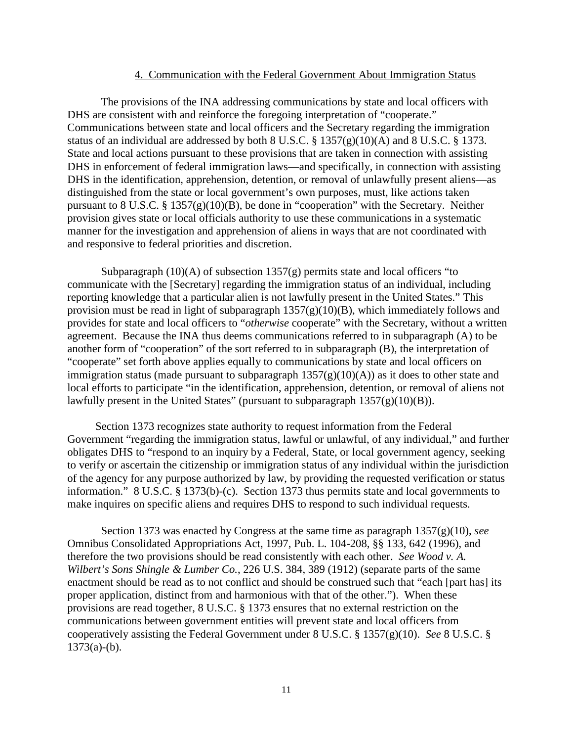#### 4. Communication with the Federal Government About Immigration Status

The provisions of the INA addressing communications by state and local officers with DHS are consistent with and reinforce the foregoing interpretation of "cooperate." Communications between state and local officers and the Secretary regarding the immigration status of an individual are addressed by both 8 U.S.C. § 1357(g)(10)(A) and 8 U.S.C. § 1373. State and local actions pursuant to these provisions that are taken in connection with assisting DHS in enforcement of federal immigration laws—and specifically, in connection with assisting DHS in the identification, apprehension, detention, or removal of unlawfully present aliens—as distinguished from the state or local government's own purposes, must, like actions taken pursuant to 8 U.S.C. § 1357(g)(10)(B), be done in "cooperation" with the Secretary. Neither provision gives state or local officials authority to use these communications in a systematic manner for the investigation and apprehension of aliens in ways that are not coordinated with and responsive to federal priorities and discretion.

Subparagraph (10)(A) of subsection 1357(g) permits state and local officers "to communicate with the [Secretary] regarding the immigration status of an individual, including reporting knowledge that a particular alien is not lawfully present in the United States." This provision must be read in light of subparagraph 1357(g)(10)(B), which immediately follows and provides for state and local officers to "*otherwise* cooperate" with the Secretary, without a written agreement. Because the INA thus deems communications referred to in subparagraph (A) to be another form of "cooperation" of the sort referred to in subparagraph (B), the interpretation of "cooperate" set forth above applies equally to communications by state and local officers on immigration status (made pursuant to subparagraph 1357(g)(10)(A)) as it does to other state and local efforts to participate "in the identification, apprehension, detention, or removal of aliens not lawfully present in the United States" (pursuant to subparagraph 1357(g)(10)(B)).

Section 1373 recognizes state authority to request information from the Federal Government "regarding the immigration status, lawful or unlawful, of any individual," and further obligates DHS to "respond to an inquiry by a Federal, State, or local government agency, seeking to verify or ascertain the citizenship or immigration status of any individual within the jurisdiction of the agency for any purpose authorized by law, by providing the requested verification or status information." 8 U.S.C. § 1373(b)-(c). Section 1373 thus permits state and local governments to make inquires on specific aliens and requires DHS to respond to such individual requests.

Section 1373 was enacted by Congress at the same time as paragraph 1357(g)(10), *see* Omnibus Consolidated Appropriations Act, 1997, Pub. L. 104-208, §§ 133, 642 (1996), and therefore the two provisions should be read consistently with each other. *See Wood v. A. Wilbert's Sons Shingle & Lumber Co.*, 226 U.S. 384, 389 (1912) (separate parts of the same enactment should be read as to not conflict and should be construed such that "each [part has] its proper application, distinct from and harmonious with that of the other."). When these provisions are read together, 8 U.S.C. § 1373 ensures that no external restriction on the communications between government entities will prevent state and local officers from cooperatively assisting the Federal Government under 8 U.S.C. § 1357(g)(10). *See* 8 U.S.C. § 1373(a)-(b).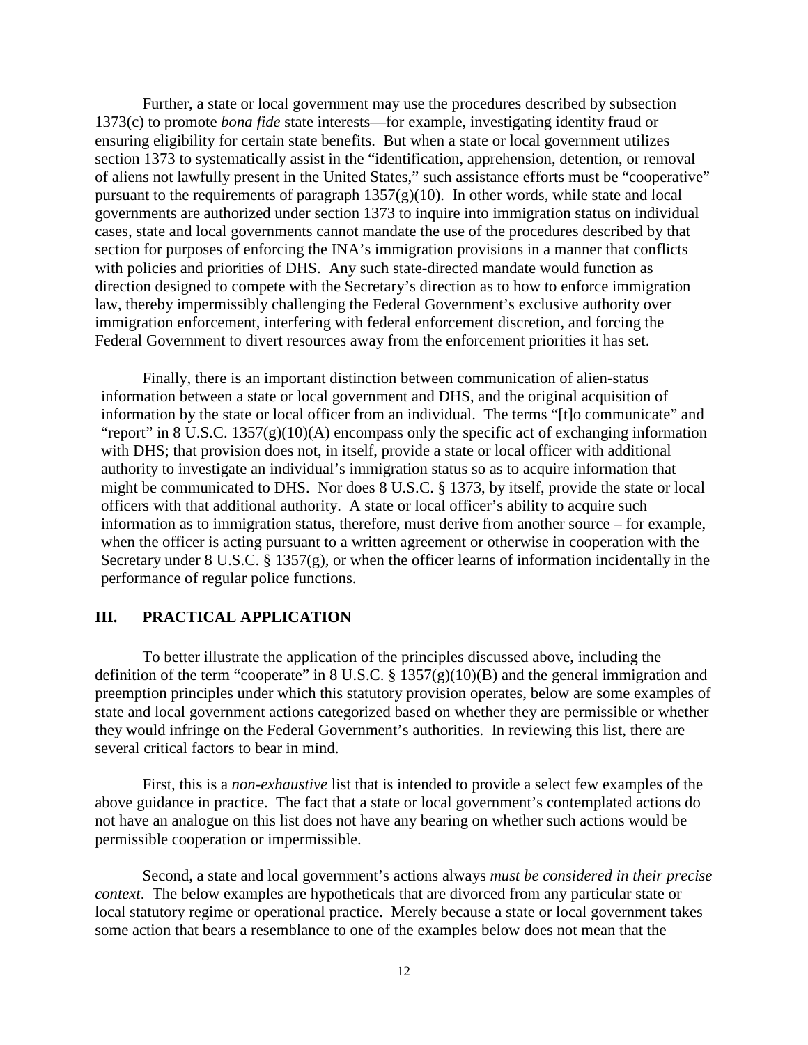Further, a state or local government may use the procedures described by subsection 1373(c) to promote *bona fide* state interests—for example, investigating identity fraud or ensuring eligibility for certain state benefits. But when a state or local government utilizes section 1373 to systematically assist in the "identification, apprehension, detention, or removal of aliens not lawfully present in the United States," such assistance efforts must be "cooperative" pursuant to the requirements of paragraph 1357(g)(10). In other words, while state and local governments are authorized under section 1373 to inquire into immigration status on individual cases, state and local governments cannot mandate the use of the procedures described by that section for purposes of enforcing the INA's immigration provisions in a manner that conflicts with policies and priorities of DHS. Any such state-directed mandate would function as direction designed to compete with the Secretary's direction as to how to enforce immigration law, thereby impermissibly challenging the Federal Government's exclusive authority over immigration enforcement, interfering with federal enforcement discretion, and forcing the Federal Government to divert resources away from the enforcement priorities it has set.

Finally, there is an important distinction between communication of alien-status information between a state or local government and DHS, and the original acquisition of information by the state or local officer from an individual. The terms "[t]o communicate" and "report" in 8 U.S.C. 1357(g)(10)(A) encompass only the specific act of exchanging information with DHS; that provision does not, in itself, provide a state or local officer with additional authority to investigate an individual's immigration status so as to acquire information that might be communicated to DHS. Nor does 8 U.S.C. § 1373, by itself, provide the state or local officers with that additional authority. A state or local officer's ability to acquire such information as to immigration status, therefore, must derive from another source – for example, when the officer is acting pursuant to a written agreement or otherwise in cooperation with the Secretary under 8 U.S.C. § 1357(g), or when the officer learns of information incidentally in the performance of regular police functions.

## III. PRACTICAL APPLICATION

To better illustrate the application of the principles discussed above, including the definition of the term "cooperate" in 8 U.S.C. § 1357(g)(10)(B) and the general immigration and preemption principles under which this statutory provision operates, below are some examples of state and local government actions categorized based on whether they are permissible or whether they would infringe on the Federal Government's authorities. In reviewing this list, there are several critical factors to bear in mind.

First, this is a *non-exhaustive* list that is intended to provide a select few examples of the above guidance in practice. The fact that a state or local government's contemplated actions do not have an analogue on this list does not have any bearing on whether such actions would be permissible cooperation or impermissible.

Second, a state and local government's actions always *must be considered in their precise context*. The below examples are hypotheticals that are divorced from any particular state or local statutory regime or operational practice. Merely because a state or local government takes some action that bears a resemblance to one of the examples below does not mean that the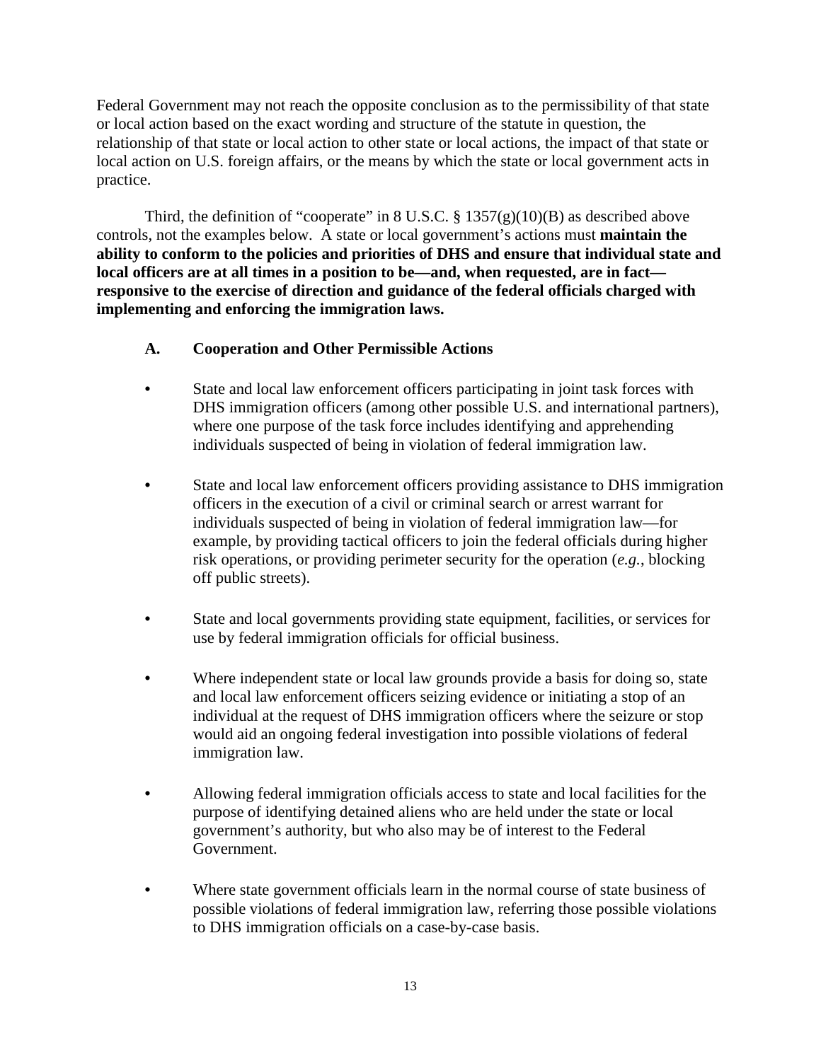Federal Government may not reach the opposite conclusion as to the permissibility of that state or local action based on the exact wording and structure of the statute in question, the relationship of that state or local action to other state or local actions, the impact of that state or local action on U.S. foreign affairs, or the means by which the state or local government acts in practice.

Third, the definition of "cooperate" in 8 U.S.C. § 1357(g)(10)(B) as described above controls, not the examples below. A state or local government's actions must **maintain the ability to conform to the policies and priorities of DHS and ensure that individual state and local officers are at all times in a position to be—and, when requested, are in fact—responsive to the exercise of direction and guidance of the federal officials charged with implementing and enforcing the immigration laws.**

### A. Cooperation and Other Permissible Actions

- State and local law enforcement officers participating in joint task forces with DHS immigration officers (among other possible U.S. and international partners), where one purpose of the task force includes identifying and apprehending individuals suspected of being in violation of federal immigration law.

- State and local law enforcement officers providing assistance to DHS immigration officers in the execution of a civil or criminal search or arrest warrant for individuals suspected of being in violation of federal immigration law—for example, by providing tactical officers to join the federal officials during higher risk operations, or providing perimeter security for the operation (*e.g.*, blocking off public streets).

- State and local governments providing state equipment, facilities, or services for use by federal immigration officials for official business.

- Where independent state or local law grounds provide a basis for doing so, state and local law enforcement officers seizing evidence or initiating a stop of an individual at the request of DHS immigration officers where the seizure or stop would aid an ongoing federal investigation into possible violations of federal immigration law.

- Allowing federal immigration officials access to state and local facilities for the purpose of identifying detained aliens who are held under the state or local government's authority, but who also may be of interest to the Federal Government.

- Where state government officials learn in the normal course of state business of possible violations of federal immigration law, referring those possible violations to DHS immigration officials on a case-by-case basis.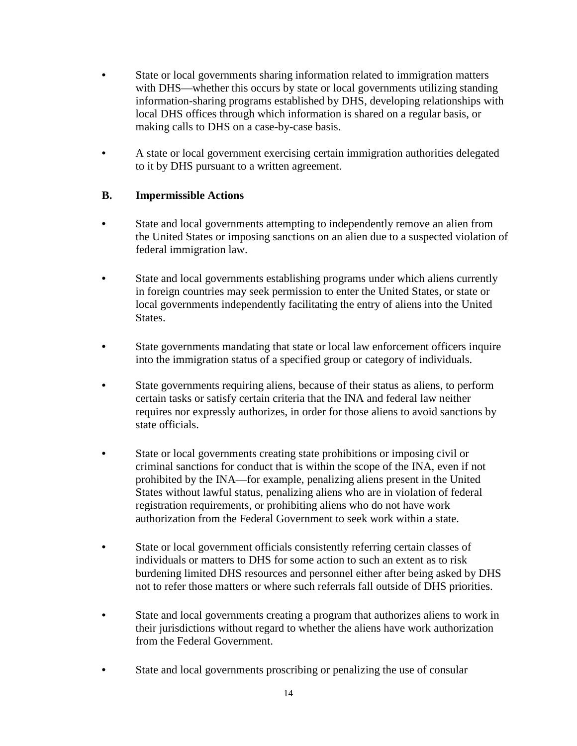- State or local governments sharing information related to immigration matters with DHS—whether this occurs by state or local governments utilizing standing information-sharing programs established by DHS, developing relationships with local DHS offices through which information is shared on a regular basis, or making calls to DHS on a case-by-case basis.

- A state or local government exercising certain immigration authorities delegated to it by DHS pursuant to a written agreement.

### B. Impermissible Actions

- State and local governments attempting to independently remove an alien from the United States or imposing sanctions on an alien due to a suspected violation of federal immigration law.

- State and local governments establishing programs under which aliens currently in foreign countries may seek permission to enter the United States, or state or local governments independently facilitating the entry of aliens into the United States.

- State governments mandating that state or local law enforcement officers inquire into the immigration status of a specified group or category of individuals.

- State governments requiring aliens, because of their status as aliens, to perform certain tasks or satisfy certain criteria that the INA and federal law neither requires nor expressly authorizes, in order for those aliens to avoid sanctions by state officials.

- State or local governments creating state prohibitions or imposing civil or criminal sanctions for conduct that is within the scope of the INA, even if not prohibited by the INA—for example, penalizing aliens present in the United States without lawful status, penalizing aliens who are in violation of federal registration requirements, or prohibiting aliens who do not have work authorization from the Federal Government to seek work within a state.

- State or local government officials consistently referring certain classes of individuals or matters to DHS for some action to such an extent as to risk burdening limited DHS resources and personnel either after being asked by DHS not to refer those matters or where such referrals fall outside of DHS priorities.

- State and local governments creating a program that authorizes aliens to work in their jurisdictions without regard to whether the aliens have work authorization from the Federal Government.

- State and local governments proscribing or penalizing the use of consular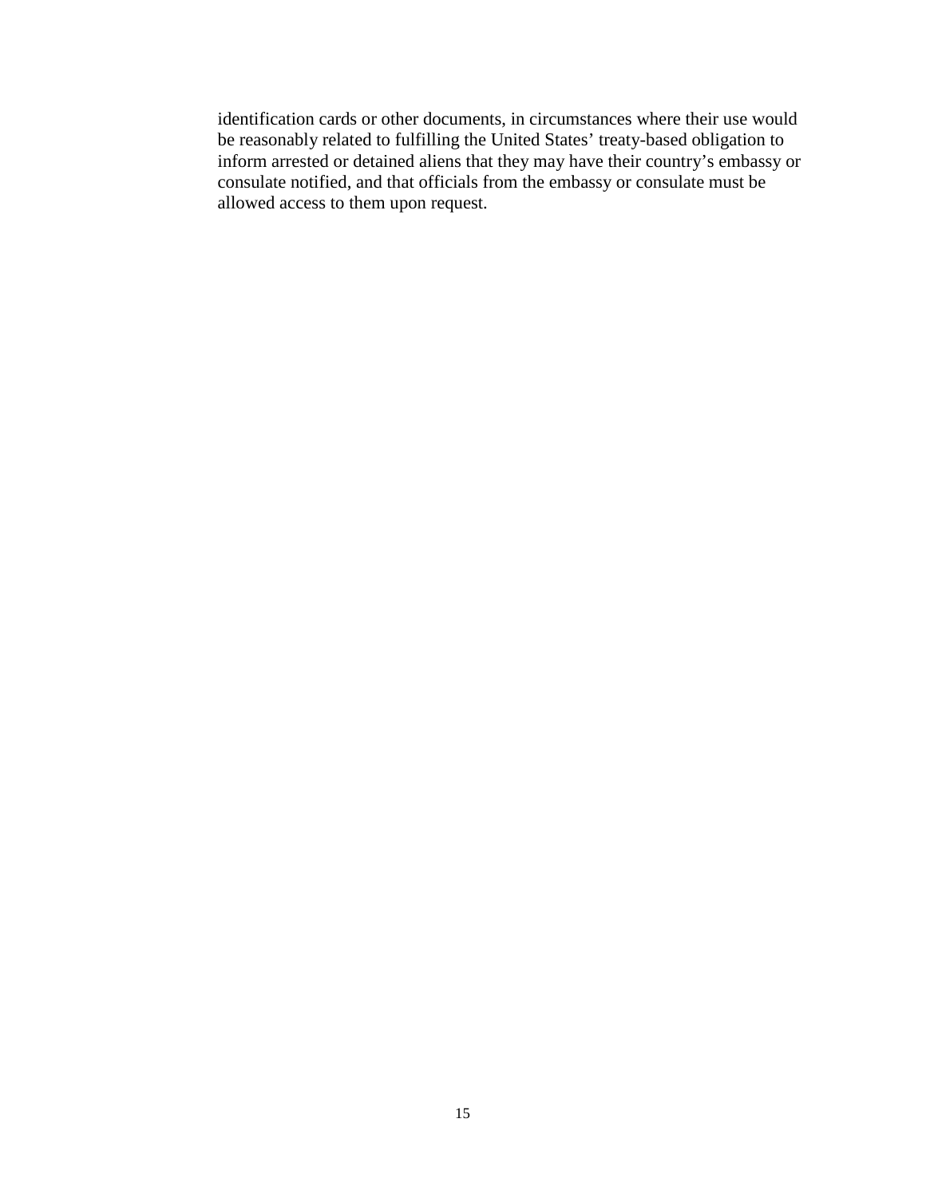identification cards or other documents, in circumstances where their use would be reasonably related to fulfilling the United States' treaty-based obligation to inform arrested or detained aliens that they may have their country's embassy or consulate notified, and that officials from the embassy or consulate must be allowed access to them upon request.